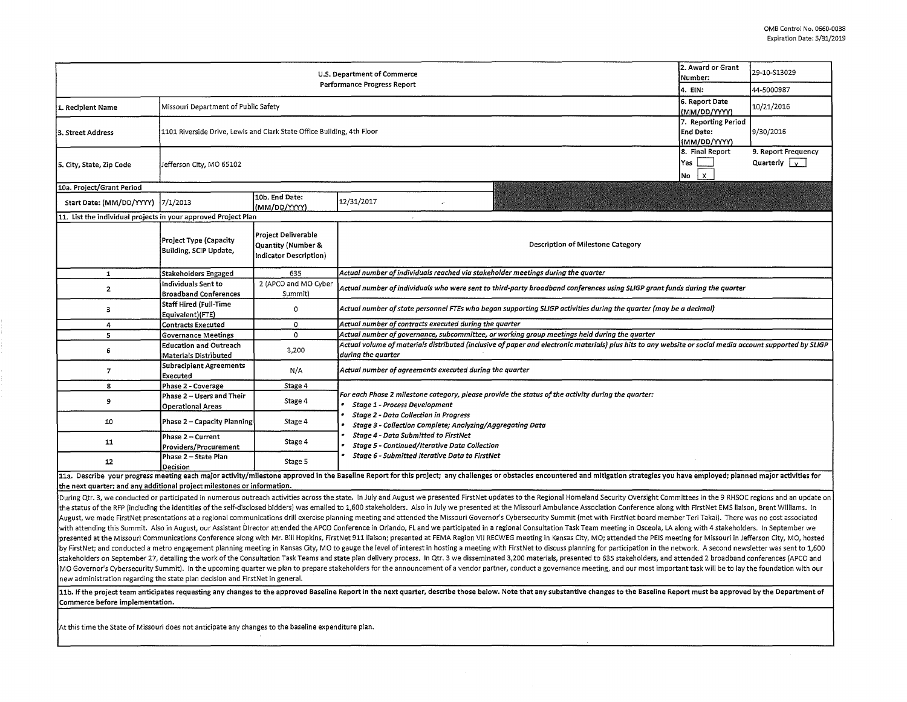OMB Control No. 0660-0038
Expiration Date: 5/31/2019

| U.S. Department of Commerce<br>Performance Progress Report | | | | 2. Award or Grant Number: | 29-10-S13029 |
|---|---|---|---|---|---|
| | | | | 4. EIN: | 44-5000987 |
| 1. Recipient Name | Missouri Department of Public Safety | | | 6. Report Date (MM/DD/YYYY) | 10/21/2016 |
| 3. Street Address | 1101 Riverside Drive, Lewis and Clark State Office Building, 4th Floor | | | 7. Reporting Period End Date: (MM/DD/YYYY) | 9/30/2016 |
| 5. City, State, Zip Code | Jefferson City, MO 65102 | | | 8. Final Report<br>Yes [ ]<br>No [X] | 9. Report Frequency<br>Quarterly [X] |
| 10a. Project/Grant Period | | | | | |
| Start Date: (MM/DD/YYYY) | 7/1/2013 | 10b. End Date: (MM/DD/YYYY) | 12/31/2017 | | |

**11. List the individual projects in your approved Project Plan**

| | Project Type (Capacity Building, SCIP Update, | Project Deliverable Quantity (Number & Indicator Description) | Description of Milestone Category |
|---|---|---|---|
| 1 | Stakeholders Engaged | 635 | *Actual number of individuals reached via stakeholder meetings during the quarter* |
| 2 | Individuals Sent to Broadband Conferences | 2 (APCO and MO Cyber Summit) | *Actual number of individuals who were sent to third-party broadband conferences using SLIGP grant funds during the quarter* |
| 3 | Staff Hired (Full-Time Equivalent)(FTE) | 0 | *Actual number of state personnel FTEs who began supporting SLIGP activities during the quarter (may be a decimal)* |
| 4 | Contracts Executed | 0 | *Actual number of contracts executed during the quarter* |
| 5 | Governance Meetings | 0 | *Actual number of governance, subcommittee, or working group meetings held during the quarter* |
| 6 | Education and Outreach Materials Distributed | 3,200 | *Actual volume of materials distributed (inclusive of paper and electronic materials) plus hits to any website or social media account supported by SLIGP during the quarter* |
| 7 | Subrecipient Agreements Executed | N/A | *Actual number of agreements executed during the quarter* |
| 8 | Phase 2 - Coverage | Stage 4 | *For each Phase 2 milestone category, please provide the status of the activity during the quarter:*<br>• *Stage 1 - Process Development*<br>• *Stage 2 - Data Collection in Progress*<br>• *Stage 3 - Collection Complete; Analyzing/Aggregating Data*<br>• *Stage 4 - Data Submitted to FirstNet*<br>• *Stage 5 - Continued/Iterative Data Collection*<br>• *Stage 6 - Submitted Iterative Data to FirstNet* |
| 9 | Phase 2 – Users and Their Operational Areas | Stage 4 | |
| 10 | Phase 2 – Capacity Planning | Stage 4 | |
| 11 | Phase 2 – Current Providers/Procurement | Stage 4 | |
| 12 | Phase 2 – State Plan Decision | Stage 5 | |

**11a. Describe your progress meeting each major activity/milestone approved in the Baseline Report for this project; any challenges or obstacles encountered and mitigation strategies you have employed; planned major activities for the next quarter; and any additional project milestones or information.**

During Qtr. 3, we conducted or participated in numerous outreach activities across the state. In July and August we presented FirstNet updates to the Regional Homeland Security Oversight Committees in the 9 RHSOC regions and an update on the status of the RFP (including the identities of the self-disclosed bidders) was emailed to 1,600 stakeholders. Also in July we presented at the Missouri Ambulance Association Conference along with FirstNet EMS liaison, Brent Williams. In August, we made FirstNet presentations at a regional communications drill exercise planning meeting and attended the Missouri Governor's Cybersecurity Summit (met with FirstNet board member Teri Takai). There was no cost associated with attending this Summit. Also in August, our Assistant Director attended the APCO Conference in Orlando, FL and we participated in a regional Consultation Task Team meeting in Osceola, LA along with 4 stakeholders. In September we presented at the Missouri Communications Conference along with Mr. Bill Hopkins, FirstNet 911 liaison; presented at FEMA Region VII RECWEG meeting in Kansas City, MO; attended the PEIS meeting for Missouri in Jefferson City, MO, hosted by FirstNet; and conducted a metro engagement planning meeting in Kansas City, MO to gauge the level of interest in hosting a meeting with FirstNet to discuss planning for participation in the network. A second newsletter was sent to 1,600 stakeholders on September 27, detailing the work of the Consultation Task Teams and state plan delivery process. In Qtr. 3 we disseminated 3,200 materials, presented to 635 stakeholders, and attended 2 broadband conferences (APCO and MO Governor's Cybersecurity Summit). In the upcoming quarter we plan to prepare stakeholders for the announcement of a vendor partner, conduct a governance meeting, and our most important task will be to lay the foundation with our new administration regarding the state plan decision and FirstNet in general.

**11b. If the project team anticipates requesting any changes to the approved Baseline Report in the next quarter, describe those below. Note that any substantive changes to the Baseline Report must be approved by the Department of Commerce before implementation.**

At this time the State of Missouri does not anticipate any changes to the baseline expenditure plan.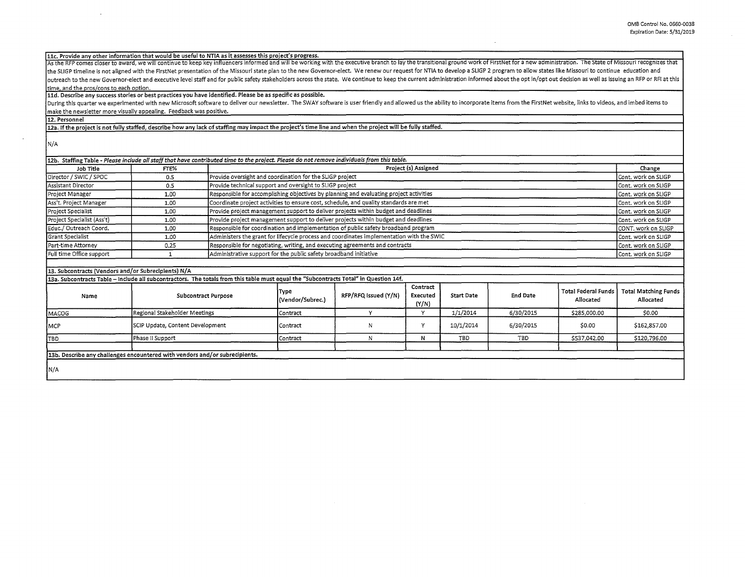**11c. Provide any other information that would be useful to NTIA as it assesses this project's progress.**

As the RFP comes closer to award, we will continue to keep key influencers informed and will be working with the executive branch to lay the transitional ground work of FirstNet for a new administration. The State of Missouri recognizes that the SLIGP timeline is not aligned with the FirstNet presentation of the Missouri state plan to the new Governor-elect. We renew our request for NTIA to develop a SLIGP 2 program to allow states like Missouri to continue education and outreach to the new Governor-elect and executive level staff and for public safety stakeholders across the state. We continue to keep the current administration informed about the opt in/opt out decision as well as issuing an RFP or RFI at this time, and the pros/cons to each option.

**11d. Describe any success stories or best practices you have identified. Please be as specific as possible.**

During this quarter we experimented with new Microsoft software to deliver our newsletter. The SWAY software is user friendly and allowed us the ability to incorporate items from the FirstNet website, links to videos, and imbed items to make the newsletter more visually appealing. Feedback was positive.

**12. Personnel**

**12a. If the project is not fully staffed, describe how any lack of staffing may impact the project's time line and when the project will be fully staffed.**

N/A

**12b. Staffing Table** - *Please include all staff that have contributed time to the project. Please do not remove individuals from this table.*

| Job Title | FTE% | Project (s) Assigned | Change |
|---|---|---|---|
| Director / SWIC / SPOC | 0.5 | Provide oversight and coordination for the SLIGP project | Cont. work on SLIGP |
| Assistant Director | 0.5 | Provide technical support and oversight to SLIGP project | Cont. work on SLIGP |
| Project Manager | 1.00 | Responsible for accomplishing objectives by planning and evaluating project activities | Cont. work on SLIGP |
| Ass't. Project Manager | 1.00 | Coordinate project activities to ensure cost, schedule, and quality standards are met | Cont. work on SLIGP |
| Project Specialist | 1.00 | Provide project management support to deliver projects within budget and deadlines | Cont. work on SLIGP |
| Project Specialist (Ass't) | 1.00 | Provide project management support to deliver projects within budget and deadlines | Cont. work on SLIGP |
| Educ./ Outreach Coord. | 1.00 | Responsible for coordination and implementation of public safety broadband program | CONT. work on SLIGP |
| Grant Specialist | 1.00 | Administers the grant for lifecycle process and coordinates implementation with the SWIC | Cont. work on SLIGP |
| Part-time Attorney | 0.25 | Responsible for negotiating, writing, and executing agreements and contracts | Cont. work on SLIGP |
| Full time Office support | 1 | Administrative support for the public safety broadband initiative | Cont. work on SLIGP |

**13. Subcontracts (Vendors and/or Subrecipients) N/A**

**13a. Subcontracts Table – Include all subcontractors. The totals from this table must equal the "Subcontracts Total" in Question 14f.**

| Name | Subcontract Purpose | Type (Vendor/Subrec.) | RFP/RFQ Issued (Y/N) | Contract Executed (Y/N) | Start Date | End Date | Total Federal Funds Allocated | Total Matching Funds Allocated |
|---|---|---|---|---|---|---|---|---|
| MACOG | Regional Stakeholder Meetings | Contract | Y | Y | 1/1/2014 | 6/30/2015 | $285,000.00 | $0.00 |
| MCP | SCIP Update, Content Development | Contract | N | Y | 10/1/2014 | 6/30/2015 | $0.00 | $162,857.00 |
| TBD | Phase II Support | Contract | N | N | TBD | TBD | $537,042.00 | $120,796.00 |
| | | | | | | | | |

**13b. Describe any challenges encountered with vendors and/or subrecipients.**

N/A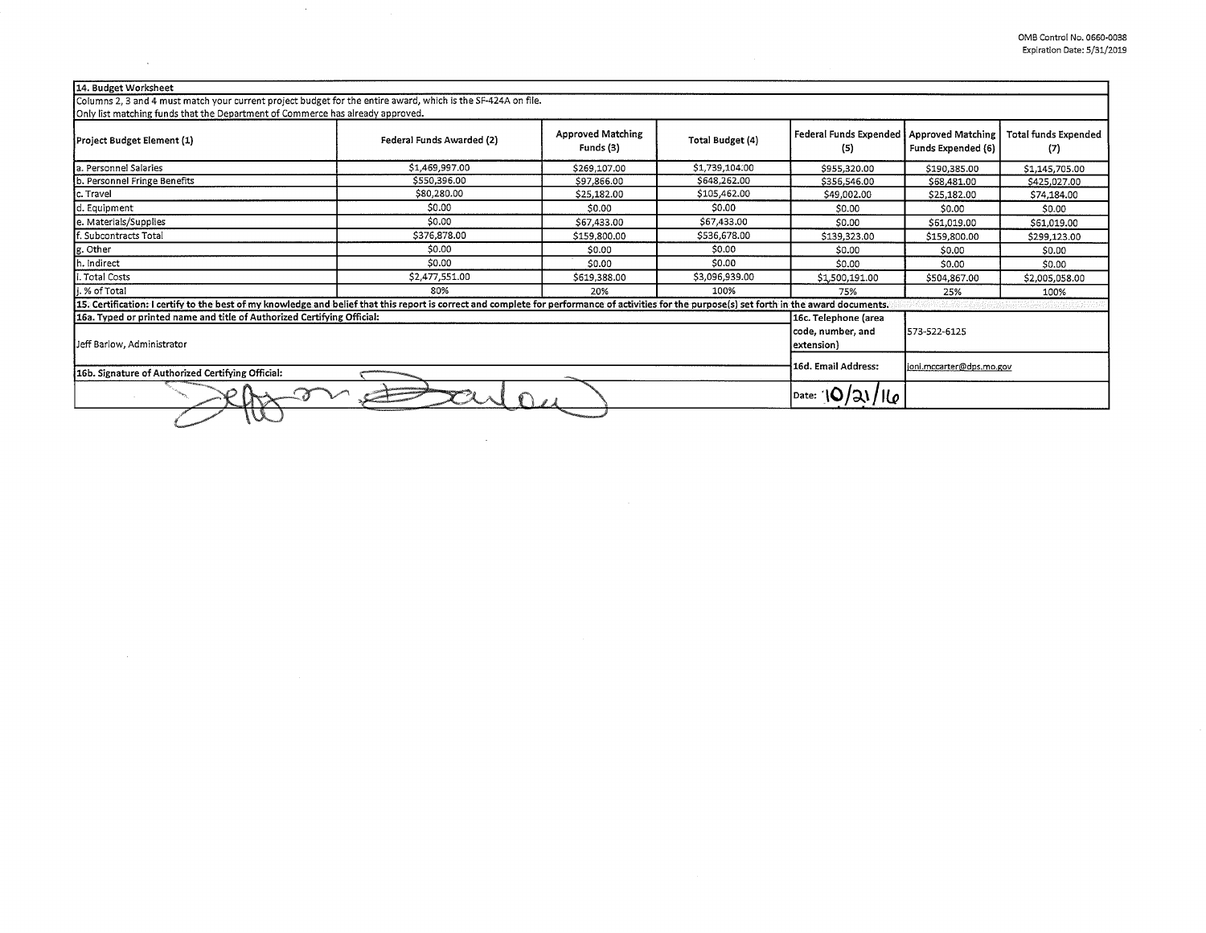OMB Control No. 0660-0038
Expiration Date: 5/31/2019

**14. Budget Worksheet**

Columns 2, 3 and 4 must match your current project budget for the entire award, which is the SF-424A on file.
Only list matching funds that the Department of Commerce has already approved.

| Project Budget Element (1) | Federal Funds Awarded (2) | Approved Matching Funds (3) | Total Budget (4) | Federal Funds Expended (5) | Approved Matching Funds Expended (6) | Total funds Expended (7) |
|---|---|---|---|---|---|---|
| a. Personnel Salaries | $1,469,997.00 | $269,107.00 | $1,739,104.00 | $955,320.00 | $190,385.00 | $1,145,705.00 |
| b. Personnel Fringe Benefits | $550,396.00 | $97,866.00 | $648,262.00 | $356,546.00 | $68,481.00 | $425,027.00 |
| c. Travel | $80,280.00 | $25,182.00 | $105,462.00 | $49,002.00 | $25,182.00 | $74,184.00 |
| d. Equipment | $0.00 | $0.00 | $0.00 | $0.00 | $0.00 | $0.00 |
| e. Materials/Supplies | $0.00 | $67,433.00 | $67,433.00 | $0.00 | $61,019.00 | $61,019.00 |
| f. Subcontracts Total | $376,878.00 | $159,800.00 | $536,678.00 | $139,323.00 | $159,800.00 | $299,123.00 |
| g. Other | $0.00 | $0.00 | $0.00 | $0.00 | $0.00 | $0.00 |
| h. Indirect | $0.00 | $0.00 | $0.00 | $0.00 | $0.00 | $0.00 |
| i. Total Costs | $2,477,551.00 | $619,388.00 | $3,096,939.00 | $1,500,191.00 | $504,867.00 | $2,005,058.00 |
| j. % of Total | 80% | 20% | 100% | 75% | 25% | 100% |

**15. Certification: I certify to the best of my knowledge and belief that this report is correct and complete for performance of activities for the purpose(s) set forth in the award documents.**

| | |
|---|---|
| **16a. Typed or printed name and title of Authorized Certifying Official:** Jeff Barlow, Administrator | **16c. Telephone (area code, number, and extension)** 573-522-6125 |
| **16b. Signature of Authorized Certifying Official:** Jeff Barlow | **16d. Email Address:** joni.mccarter@dps.mo.gov |
| | Date: 10/21/16 |